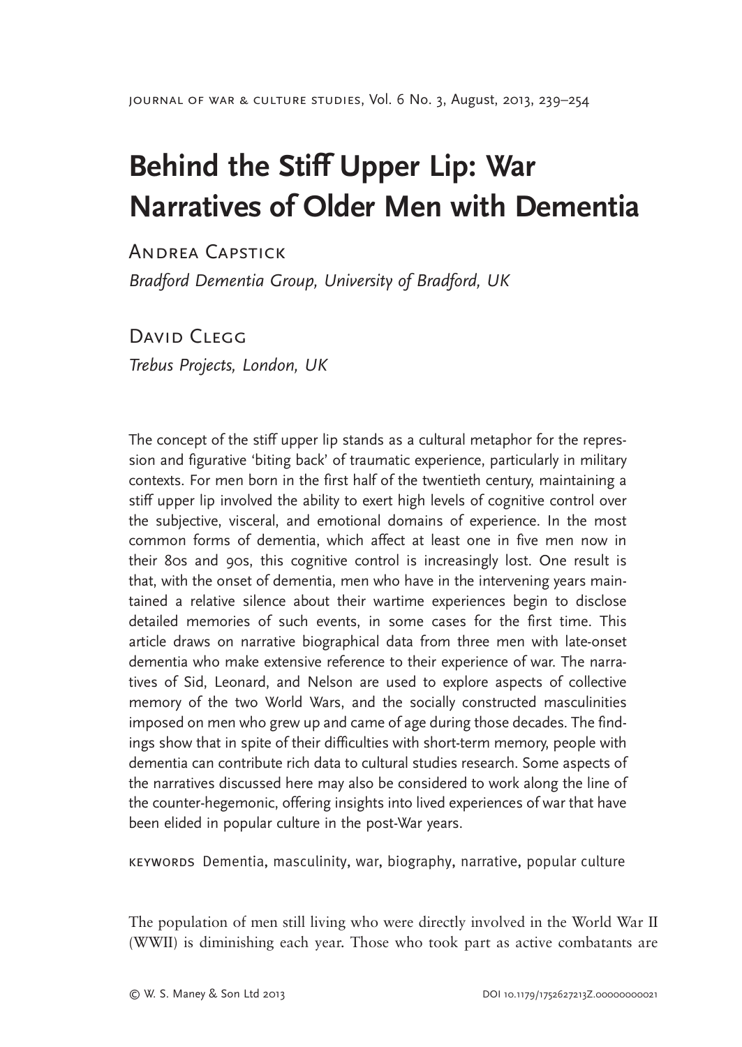# Behind the Stiff Upper Lip: War Narratives of Older Men with Dementia

Andrea Capstick

*Bradford Dementia Group, University of Bradford, UK*

David Clegg

*Trebus Projects, London, UK*

The concept of the stiff upper lip stands as a cultural metaphor for the repression and figurative 'biting back' of traumatic experience, particularly in military contexts. For men born in the first half of the twentieth century, maintaining a stiff upper lip involved the ability to exert high levels of cognitive control over the subjective, visceral, and emotional domains of experience. In the most common forms of dementia, which affect at least one in five men now in their 80s and 90s, this cognitive control is increasingly lost. One result is that, with the onset of dementia, men who have in the intervening years maintained a relative silence about their wartime experiences begin to disclose detailed memories of such events, in some cases for the first time. This article draws on narrative biographical data from three men with late-onset dementia who make extensive reference to their experience of war. The narratives of Sid, Leonard, and Nelson are used to explore aspects of collective memory of the two World Wars, and the socially constructed masculinities imposed on men who grew up and came of age during those decades. The findings show that in spite of their difficulties with short-term memory, people with dementia can contribute rich data to cultural studies research. Some aspects of the narratives discussed here may also be considered to work along the line of the counter-hegemonic, offering insights into lived experiences of war that have been elided in popular culture in the post-War years.

KEYWORDS Dementia, masculinity, war, biography, narrative, popular culture

The population of men still living who were directly involved in the World War II (WWII) is diminishing each year. Those who took part as active combatants are

© W. S. Maney & Son Ltd 2013 DOI 10.1179/1752627213Z.00000000021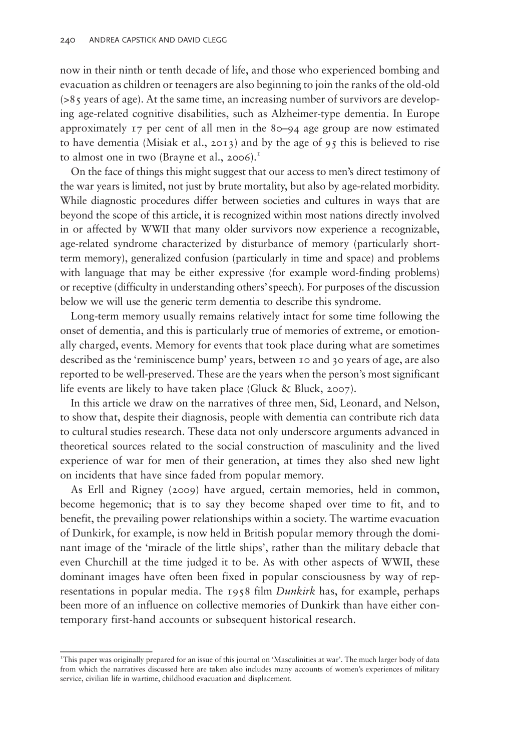now in their ninth or tenth decade of life, and those who experienced bombing and evacuation as children or teenagers are also beginning to join the ranks of the old-old (>85 years of age). At the same time, an increasing number of survivors are developing age-related cognitive disabilities, such as Alzheimer-type dementia. In Europe approximately 17 per cent of all men in the 80–94 age group are now estimated to have dementia (Misiak et al., 2013) and by the age of 95 this is believed to rise to almost one in two (Brayne et al., 2006).[1]

On the face of things this might suggest that our access to men's direct testimony of the war years is limited, not just by brute mortality, but also by age-related morbidity. While diagnostic procedures differ between societies and cultures in ways that are beyond the scope of this article, it is recognized within most nations directly involved in or affected by WWII that many older survivors now experience a recognizable, age-related syndrome characterized by disturbance of memory (particularly short-term memory), generalized confusion (particularly in time and space) and problems with language that may be either expressive (for example word-finding problems) or receptive (difficulty in understanding others' speech). For purposes of the discussion below we will use the generic term dementia to describe this syndrome.

Long-term memory usually remains relatively intact for some time following the onset of dementia, and this is particularly true of memories of extreme, or emotionally charged, events. Memory for events that took place during what are sometimes described as the 'reminiscence bump' years, between 10 and 30 years of age, are also reported to be well-preserved. These are the years when the person's most significant life events are likely to have taken place (Gluck & Bluck, 2007).

In this article we draw on the narratives of three men, Sid, Leonard, and Nelson, to show that, despite their diagnosis, people with dementia can contribute rich data to cultural studies research. These data not only underscore arguments advanced in theoretical sources related to the social construction of masculinity and the lived experience of war for men of their generation, at times they also shed new light on incidents that have since faded from popular memory.

As Erll and Rigney (2009) have argued, certain memories, held in common, become hegemonic; that is to say they become shaped over time to fit, and to benefit, the prevailing power relationships within a society. The wartime evacuation of Dunkirk, for example, is now held in British popular memory through the dominant image of the 'miracle of the little ships', rather than the military debacle that even Churchill at the time judged it to be. As with other aspects of WWII, these dominant images have often been fixed in popular consciousness by way of representations in popular media. The 1958 film *Dunkirk* has, for example, perhaps been more of an influence on collective memories of Dunkirk than have either contemporary first-hand accounts or subsequent historical research.

---

[1] This paper was originally prepared for an issue of this journal on 'Masculinities at war'. The much larger body of data from which the narratives discussed here are taken also includes many accounts of women's experiences of military service, civilian life in wartime, childhood evacuation and displacement.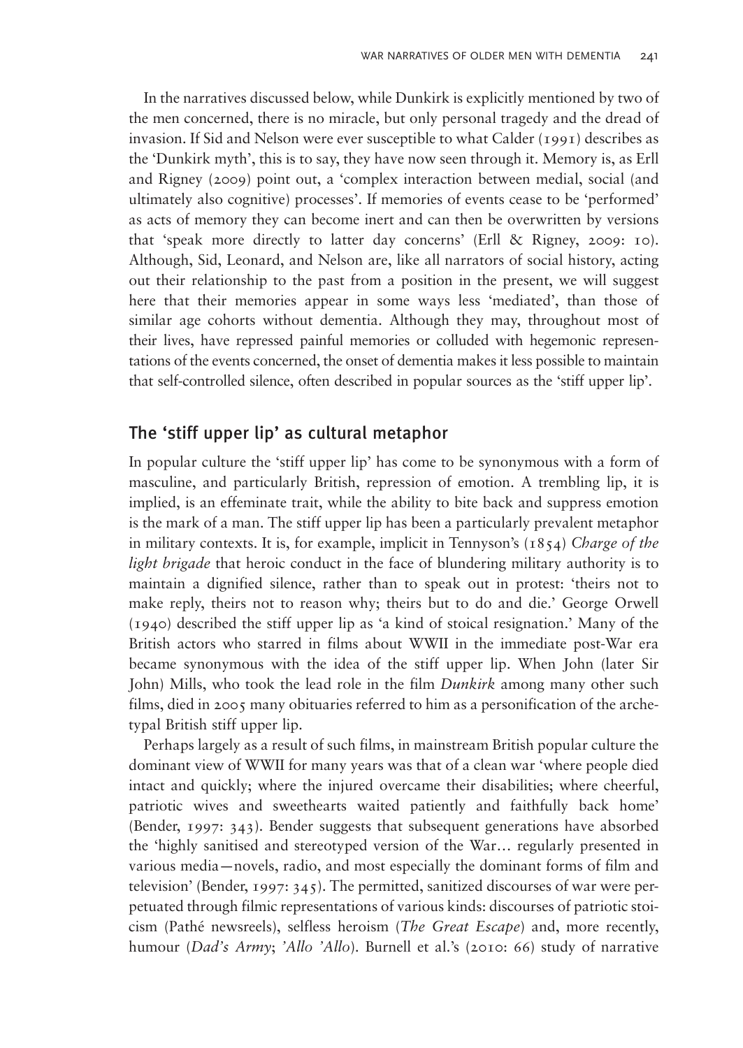In the narratives discussed below, while Dunkirk is explicitly mentioned by two of the men concerned, there is no miracle, but only personal tragedy and the dread of invasion. If Sid and Nelson were ever susceptible to what Calder (1991) describes as the 'Dunkirk myth', this is to say, they have now seen through it. Memory is, as Erll and Rigney (2009) point out, a 'complex interaction between medial, social (and ultimately also cognitive) processes'. If memories of events cease to be 'performed' as acts of memory they can become inert and can then be overwritten by versions that 'speak more directly to latter day concerns' (Erll & Rigney, 2009: 10). Although, Sid, Leonard, and Nelson are, like all narrators of social history, acting out their relationship to the past from a position in the present, we will suggest here that their memories appear in some ways less 'mediated', than those of similar age cohorts without dementia. Although they may, throughout most of their lives, have repressed painful memories or colluded with hegemonic representations of the events concerned, the onset of dementia makes it less possible to maintain that self-controlled silence, often described in popular sources as the 'stiff upper lip'.

## The 'stiff upper lip' as cultural metaphor

In popular culture the 'stiff upper lip' has come to be synonymous with a form of masculine, and particularly British, repression of emotion. A trembling lip, it is implied, is an effeminate trait, while the ability to bite back and suppress emotion is the mark of a man. The stiff upper lip has been a particularly prevalent metaphor in military contexts. It is, for example, implicit in Tennyson's (1854) *Charge of the light brigade* that heroic conduct in the face of blundering military authority is to maintain a dignified silence, rather than to speak out in protest: 'theirs not to make reply, theirs not to reason why; theirs but to do and die.' George Orwell (1940) described the stiff upper lip as 'a kind of stoical resignation.' Many of the British actors who starred in films about WWII in the immediate post-War era became synonymous with the idea of the stiff upper lip. When John (later Sir John) Mills, who took the lead role in the film *Dunkirk* among many other such films, died in 2005 many obituaries referred to him as a personification of the archetypal British stiff upper lip.

Perhaps largely as a result of such films, in mainstream British popular culture the dominant view of WWII for many years was that of a clean war 'where people died intact and quickly; where the injured overcame their disabilities; where cheerful, patriotic wives and sweethearts waited patiently and faithfully back home' (Bender, 1997: 343). Bender suggests that subsequent generations have absorbed the 'highly sanitised and stereotyped version of the War… regularly presented in various media—novels, radio, and most especially the dominant forms of film and television' (Bender, 1997: 345). The permitted, sanitized discourses of war were perpetuated through filmic representations of various kinds: discourses of patriotic stoicism (Pathé newsreels), selfless heroism (*The Great Escape*) and, more recently, humour (*Dad's Army*; *'Allo 'Allo*). Burnell et al.'s (2010: 66) study of narrative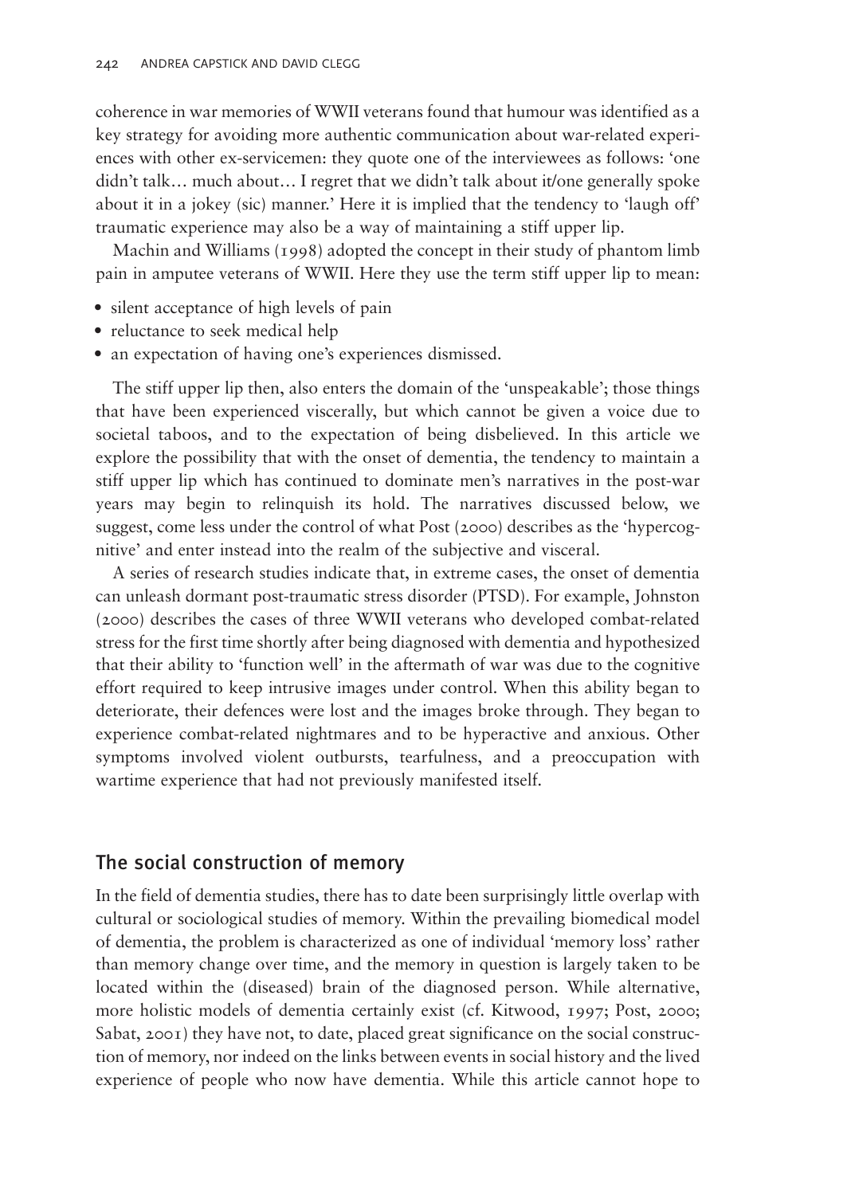coherence in war memories of WWII veterans found that humour was identified as a key strategy for avoiding more authentic communication about war-related experiences with other ex-servicemen: they quote one of the interviewees as follows: 'one didn't talk… much about… I regret that we didn't talk about it/one generally spoke about it in a jokey (sic) manner.' Here it is implied that the tendency to 'laugh off' traumatic experience may also be a way of maintaining a stiff upper lip.

Machin and Williams (1998) adopted the concept in their study of phantom limb pain in amputee veterans of WWII. Here they use the term stiff upper lip to mean:

- silent acceptance of high levels of pain
- reluctance to seek medical help
- an expectation of having one's experiences dismissed.

The stiff upper lip then, also enters the domain of the 'unspeakable'; those things that have been experienced viscerally, but which cannot be given a voice due to societal taboos, and to the expectation of being disbelieved. In this article we explore the possibility that with the onset of dementia, the tendency to maintain a stiff upper lip which has continued to dominate men's narratives in the post-war years may begin to relinquish its hold. The narratives discussed below, we suggest, come less under the control of what Post (2000) describes as the 'hypercognitive' and enter instead into the realm of the subjective and visceral.

A series of research studies indicate that, in extreme cases, the onset of dementia can unleash dormant post-traumatic stress disorder (PTSD). For example, Johnston (2000) describes the cases of three WWII veterans who developed combat-related stress for the first time shortly after being diagnosed with dementia and hypothesized that their ability to 'function well' in the aftermath of war was due to the cognitive effort required to keep intrusive images under control. When this ability began to deteriorate, their defences were lost and the images broke through. They began to experience combat-related nightmares and to be hyperactive and anxious. Other symptoms involved violent outbursts, tearfulness, and a preoccupation with wartime experience that had not previously manifested itself.

## The social construction of memory

In the field of dementia studies, there has to date been surprisingly little overlap with cultural or sociological studies of memory. Within the prevailing biomedical model of dementia, the problem is characterized as one of individual 'memory loss' rather than memory change over time, and the memory in question is largely taken to be located within the (diseased) brain of the diagnosed person. While alternative, more holistic models of dementia certainly exist (cf. Kitwood, 1997; Post, 2000; Sabat, 2001) they have not, to date, placed great significance on the social construction of memory, nor indeed on the links between events in social history and the lived experience of people who now have dementia. While this article cannot hope to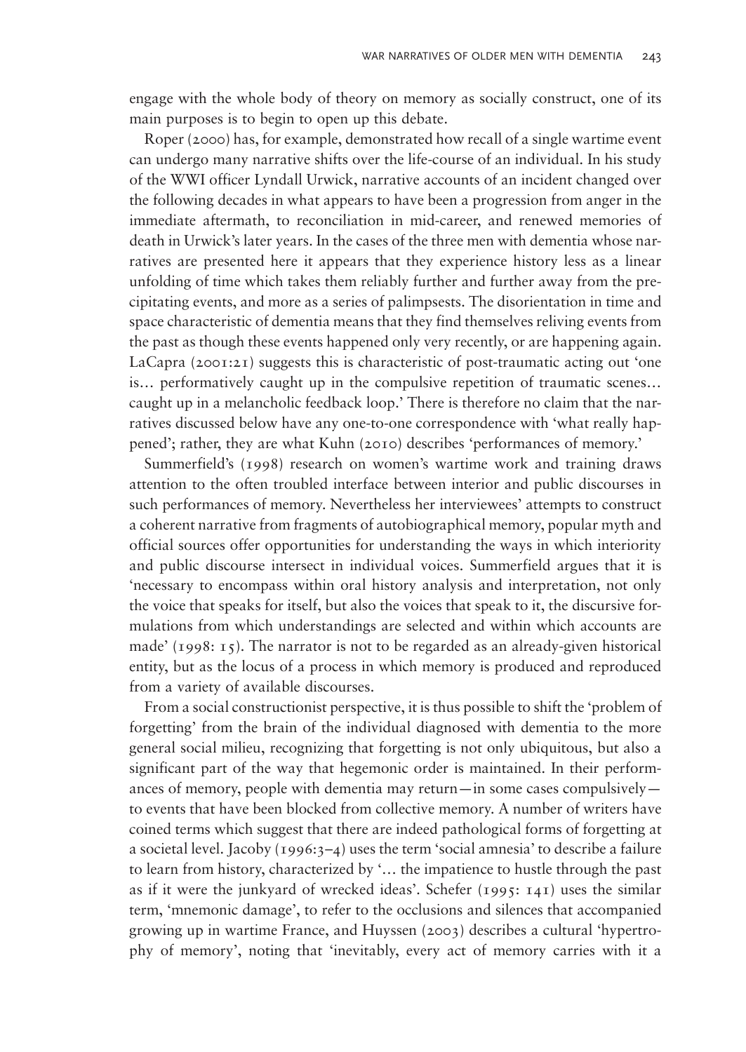engage with the whole body of theory on memory as socially construct, one of its main purposes is to begin to open up this debate.

Roper (2000) has, for example, demonstrated how recall of a single wartime event can undergo many narrative shifts over the life-course of an individual. In his study of the WWI officer Lyndall Urwick, narrative accounts of an incident changed over the following decades in what appears to have been a progression from anger in the immediate aftermath, to reconciliation in mid-career, and renewed memories of death in Urwick's later years. In the cases of the three men with dementia whose narratives are presented here it appears that they experience history less as a linear unfolding of time which takes them reliably further and further away from the precipitating events, and more as a series of palimpsests. The disorientation in time and space characteristic of dementia means that they find themselves reliving events from the past as though these events happened only very recently, or are happening again. LaCapra (2001:21) suggests this is characteristic of post-traumatic acting out 'one is… performatively caught up in the compulsive repetition of traumatic scenes… caught up in a melancholic feedback loop.' There is therefore no claim that the narratives discussed below have any one-to-one correspondence with 'what really happened'; rather, they are what Kuhn (2010) describes 'performances of memory.'

Summerfield's (1998) research on women's wartime work and training draws attention to the often troubled interface between interior and public discourses in such performances of memory. Nevertheless her interviewees' attempts to construct a coherent narrative from fragments of autobiographical memory, popular myth and official sources offer opportunities for understanding the ways in which interiority and public discourse intersect in individual voices. Summerfield argues that it is 'necessary to encompass within oral history analysis and interpretation, not only the voice that speaks for itself, but also the voices that speak to it, the discursive formulations from which understandings are selected and within which accounts are made' (1998: 15). The narrator is not to be regarded as an already-given historical entity, but as the locus of a process in which memory is produced and reproduced from a variety of available discourses.

From a social constructionist perspective, it is thus possible to shift the 'problem of forgetting' from the brain of the individual diagnosed with dementia to the more general social milieu, recognizing that forgetting is not only ubiquitous, but also a significant part of the way that hegemonic order is maintained. In their performances of memory, people with dementia may return—in some cases compulsively—to events that have been blocked from collective memory. A number of writers have coined terms which suggest that there are indeed pathological forms of forgetting at a societal level. Jacoby (1996:3–4) uses the term 'social amnesia' to describe a failure to learn from history, characterized by '… the impatience to hustle through the past as if it were the junkyard of wrecked ideas'. Schefer (1995: 141) uses the similar term, 'mnemonic damage', to refer to the occlusions and silences that accompanied growing up in wartime France, and Huyssen (2003) describes a cultural 'hypertrophy of memory', noting that 'inevitably, every act of memory carries with it a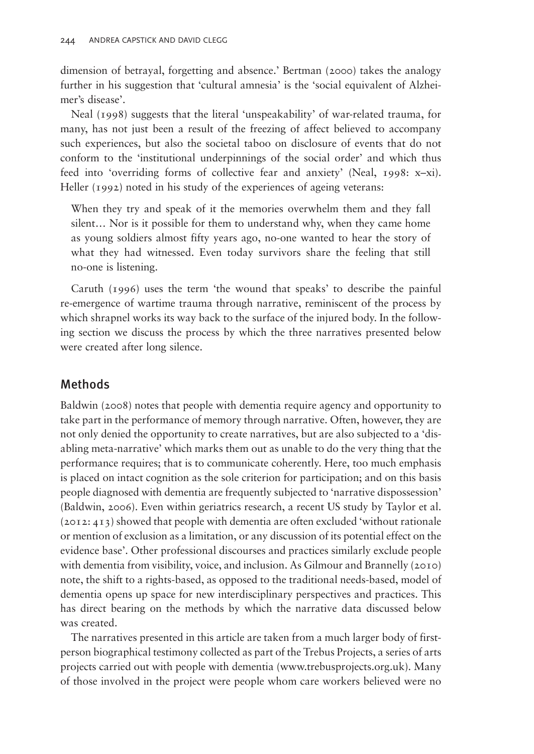dimension of betrayal, forgetting and absence.' Bertman (2000) takes the analogy further in his suggestion that 'cultural amnesia' is the 'social equivalent of Alzheimer's disease'.

Neal (1998) suggests that the literal 'unspeakability' of war-related trauma, for many, has not just been a result of the freezing of affect believed to accompany such experiences, but also the societal taboo on disclosure of events that do not conform to the 'institutional underpinnings of the social order' and which thus feed into 'overriding forms of collective fear and anxiety' (Neal, 1998: x–xi). Heller (1992) noted in his study of the experiences of ageing veterans:

> When they try and speak of it the memories overwhelm them and they fall silent… Nor is it possible for them to understand why, when they came home as young soldiers almost fifty years ago, no-one wanted to hear the story of what they had witnessed. Even today survivors share the feeling that still no-one is listening.

Caruth (1996) uses the term 'the wound that speaks' to describe the painful re-emergence of wartime trauma through narrative, reminiscent of the process by which shrapnel works its way back to the surface of the injured body. In the following section we discuss the process by which the three narratives presented below were created after long silence.

## Methods

Baldwin (2008) notes that people with dementia require agency and opportunity to take part in the performance of memory through narrative. Often, however, they are not only denied the opportunity to create narratives, but are also subjected to a 'disabling meta-narrative' which marks them out as unable to do the very thing that the performance requires; that is to communicate coherently. Here, too much emphasis is placed on intact cognition as the sole criterion for participation; and on this basis people diagnosed with dementia are frequently subjected to 'narrative dispossession' (Baldwin, 2006). Even within geriatrics research, a recent US study by Taylor et al. (2012: 413) showed that people with dementia are often excluded 'without rationale or mention of exclusion as a limitation, or any discussion of its potential effect on the evidence base'. Other professional discourses and practices similarly exclude people with dementia from visibility, voice, and inclusion. As Gilmour and Brannelly (2010) note, the shift to a rights-based, as opposed to the traditional needs-based, model of dementia opens up space for new interdisciplinary perspectives and practices. This has direct bearing on the methods by which the narrative data discussed below was created.

The narratives presented in this article are taken from a much larger body of first-person biographical testimony collected as part of the Trebus Projects, a series of arts projects carried out with people with dementia (www.trebusprojects.org.uk). Many of those involved in the project were people whom care workers believed were no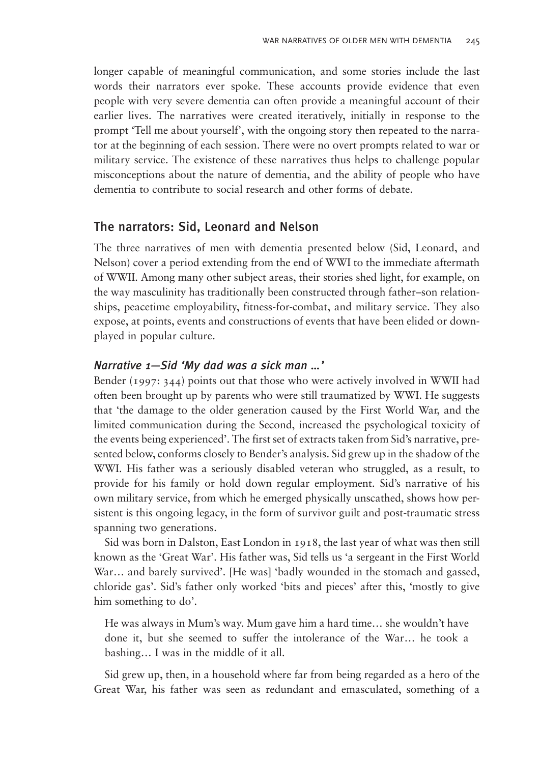longer capable of meaningful communication, and some stories include the last words their narrators ever spoke. These accounts provide evidence that even people with very severe dementia can often provide a meaningful account of their earlier lives. The narratives were created iteratively, initially in response to the prompt 'Tell me about yourself', with the ongoing story then repeated to the narrator at the beginning of each session. There were no overt prompts related to war or military service. The existence of these narratives thus helps to challenge popular misconceptions about the nature of dementia, and the ability of people who have dementia to contribute to social research and other forms of debate.

## The narrators: Sid, Leonard and Nelson

The three narratives of men with dementia presented below (Sid, Leonard, and Nelson) cover a period extending from the end of WWI to the immediate aftermath of WWII. Among many other subject areas, their stories shed light, for example, on the way masculinity has traditionally been constructed through father–son relationships, peacetime employability, fitness-for-combat, and military service. They also expose, at points, events and constructions of events that have been elided or downplayed in popular culture.

### *Narrative 1—Sid 'My dad was a sick man …'*

Bender (1997: 344) points out that those who were actively involved in WWII had often been brought up by parents who were still traumatized by WWI. He suggests that 'the damage to the older generation caused by the First World War, and the limited communication during the Second, increased the psychological toxicity of the events being experienced'. The first set of extracts taken from Sid's narrative, presented below, conforms closely to Bender's analysis. Sid grew up in the shadow of the WWI. His father was a seriously disabled veteran who struggled, as a result, to provide for his family or hold down regular employment. Sid's narrative of his own military service, from which he emerged physically unscathed, shows how persistent is this ongoing legacy, in the form of survivor guilt and post-traumatic stress spanning two generations.

Sid was born in Dalston, East London in 1918, the last year of what was then still known as the 'Great War'. His father was, Sid tells us 'a sergeant in the First World War… and barely survived'. [He was] 'badly wounded in the stomach and gassed, chloride gas'. Sid's father only worked 'bits and pieces' after this, 'mostly to give him something to do'.

> He was always in Mum's way. Mum gave him a hard time… she wouldn't have done it, but she seemed to suffer the intolerance of the War… he took a bashing… I was in the middle of it all.

Sid grew up, then, in a household where far from being regarded as a hero of the Great War, his father was seen as redundant and emasculated, something of a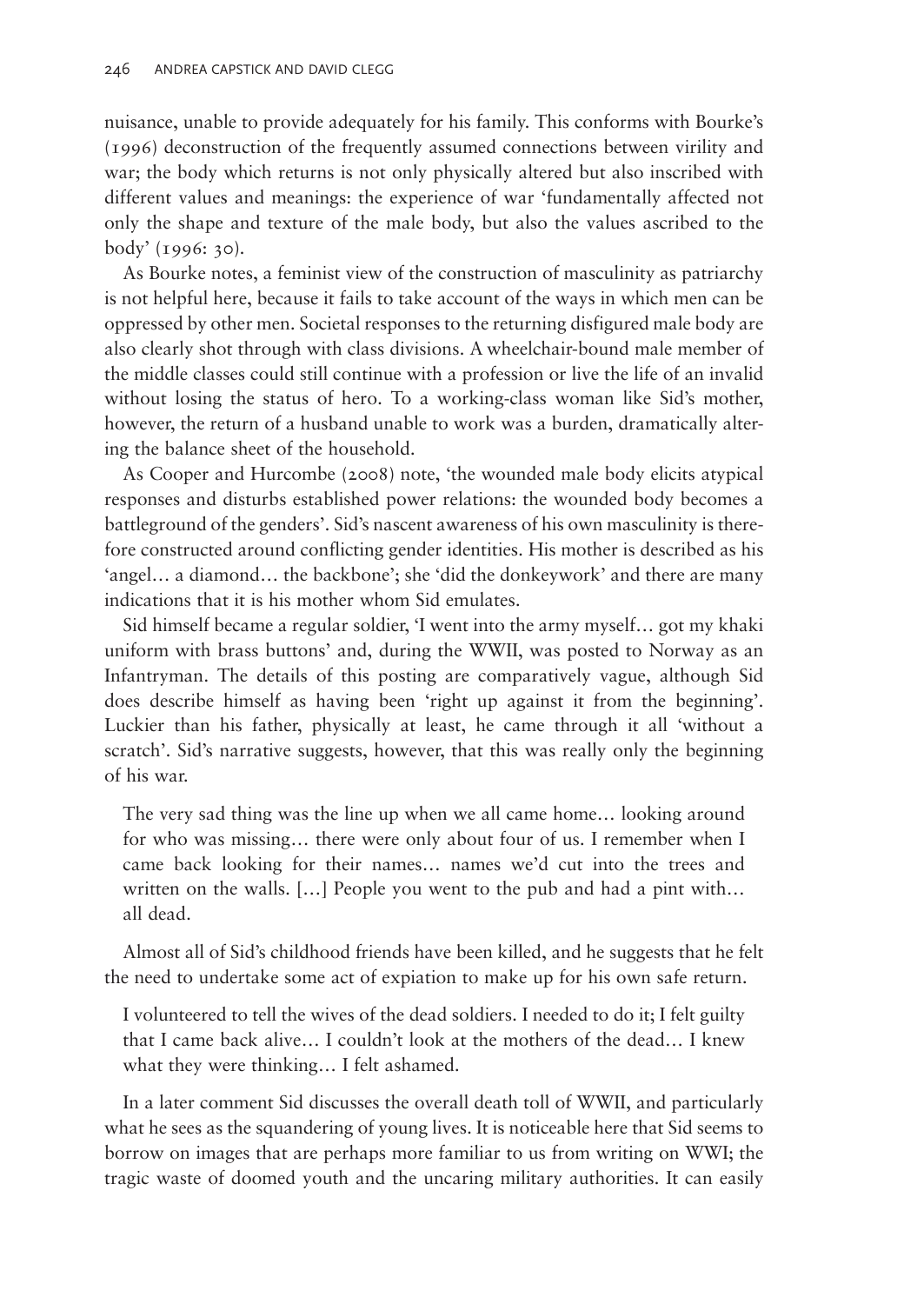nuisance, unable to provide adequately for his family. This conforms with Bourke's (1996) deconstruction of the frequently assumed connections between virility and war; the body which returns is not only physically altered but also inscribed with different values and meanings: the experience of war 'fundamentally affected not only the shape and texture of the male body, but also the values ascribed to the body' (1996: 30).

As Bourke notes, a feminist view of the construction of masculinity as patriarchy is not helpful here, because it fails to take account of the ways in which men can be oppressed by other men. Societal responses to the returning disfigured male body are also clearly shot through with class divisions. A wheelchair-bound male member of the middle classes could still continue with a profession or live the life of an invalid without losing the status of hero. To a working-class woman like Sid's mother, however, the return of a husband unable to work was a burden, dramatically altering the balance sheet of the household.

As Cooper and Hurcombe (2008) note, 'the wounded male body elicits atypical responses and disturbs established power relations: the wounded body becomes a battleground of the genders'. Sid's nascent awareness of his own masculinity is therefore constructed around conflicting gender identities. His mother is described as his 'angel… a diamond… the backbone'; she 'did the donkeywork' and there are many indications that it is his mother whom Sid emulates.

Sid himself became a regular soldier, 'I went into the army myself… got my khaki uniform with brass buttons' and, during the WWII, was posted to Norway as an Infantryman. The details of this posting are comparatively vague, although Sid does describe himself as having been 'right up against it from the beginning'. Luckier than his father, physically at least, he came through it all 'without a scratch'. Sid's narrative suggests, however, that this was really only the beginning of his war.

> The very sad thing was the line up when we all came home… looking around for who was missing… there were only about four of us. I remember when I came back looking for their names… names we'd cut into the trees and written on the walls. […] People you went to the pub and had a pint with… all dead.

Almost all of Sid's childhood friends have been killed, and he suggests that he felt the need to undertake some act of expiation to make up for his own safe return.

> I volunteered to tell the wives of the dead soldiers. I needed to do it; I felt guilty that I came back alive… I couldn't look at the mothers of the dead… I knew what they were thinking… I felt ashamed.

In a later comment Sid discusses the overall death toll of WWII, and particularly what he sees as the squandering of young lives. It is noticeable here that Sid seems to borrow on images that are perhaps more familiar to us from writing on WWI; the tragic waste of doomed youth and the uncaring military authorities. It can easily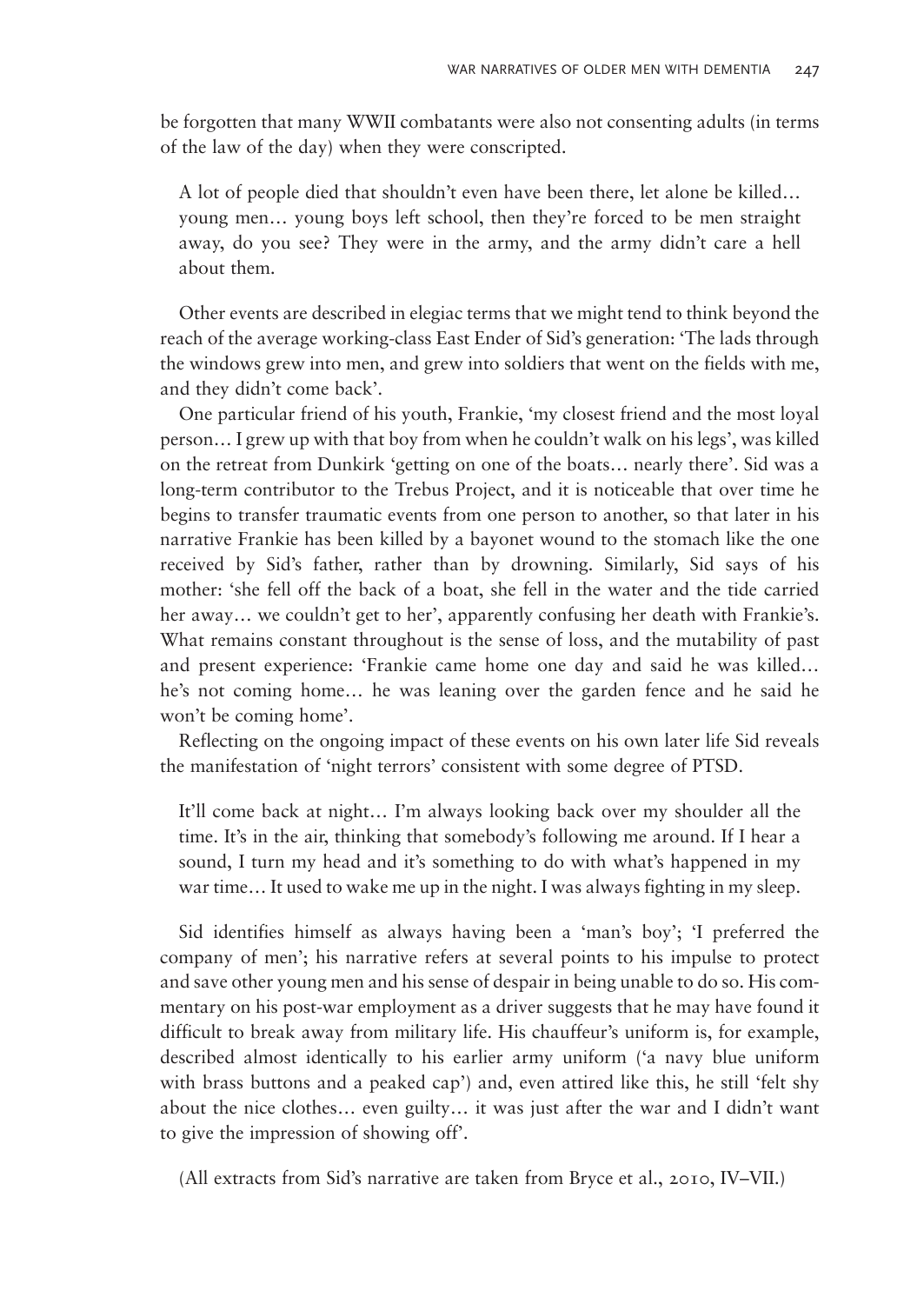be forgotten that many WWII combatants were also not consenting adults (in terms of the law of the day) when they were conscripted.

> A lot of people died that shouldn't even have been there, let alone be killed… young men… young boys left school, then they're forced to be men straight away, do you see? They were in the army, and the army didn't care a hell about them.

Other events are described in elegiac terms that we might tend to think beyond the reach of the average working-class East Ender of Sid's generation: 'The lads through the windows grew into men, and grew into soldiers that went on the fields with me, and they didn't come back'.

One particular friend of his youth, Frankie, 'my closest friend and the most loyal person… I grew up with that boy from when he couldn't walk on his legs', was killed on the retreat from Dunkirk 'getting on one of the boats… nearly there'. Sid was a long-term contributor to the Trebus Project, and it is noticeable that over time he begins to transfer traumatic events from one person to another, so that later in his narrative Frankie has been killed by a bayonet wound to the stomach like the one received by Sid's father, rather than by drowning. Similarly, Sid says of his mother: 'she fell off the back of a boat, she fell in the water and the tide carried her away… we couldn't get to her', apparently confusing her death with Frankie's. What remains constant throughout is the sense of loss, and the mutability of past and present experience: 'Frankie came home one day and said he was killed… he's not coming home… he was leaning over the garden fence and he said he won't be coming home'.

Reflecting on the ongoing impact of these events on his own later life Sid reveals the manifestation of 'night terrors' consistent with some degree of PTSD.

> It'll come back at night… I'm always looking back over my shoulder all the time. It's in the air, thinking that somebody's following me around. If I hear a sound, I turn my head and it's something to do with what's happened in my war time… It used to wake me up in the night. I was always fighting in my sleep.

Sid identifies himself as always having been a 'man's boy'; 'I preferred the company of men'; his narrative refers at several points to his impulse to protect and save other young men and his sense of despair in being unable to do so. His commentary on his post-war employment as a driver suggests that he may have found it difficult to break away from military life. His chauffeur's uniform is, for example, described almost identically to his earlier army uniform ('a navy blue uniform with brass buttons and a peaked cap') and, even attired like this, he still 'felt shy about the nice clothes… even guilty… it was just after the war and I didn't want to give the impression of showing off'.

(All extracts from Sid's narrative are taken from Bryce et al., 2010, IV–VII.)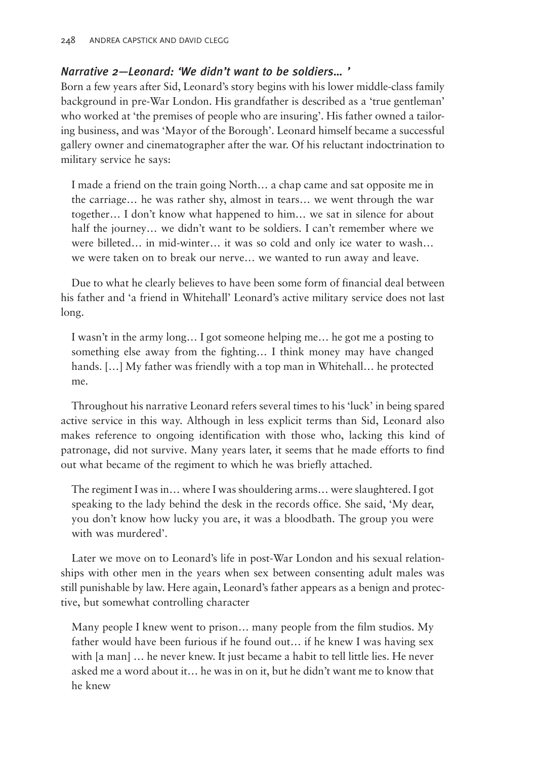### *Narrative 2—Leonard: 'We didn't want to be soldiers… '*

Born a few years after Sid, Leonard's story begins with his lower middle-class family background in pre-War London. His grandfather is described as a 'true gentleman' who worked at 'the premises of people who are insuring'. His father owned a tailoring business, and was 'Mayor of the Borough'. Leonard himself became a successful gallery owner and cinematographer after the war. Of his reluctant indoctrination to military service he says:

> I made a friend on the train going North… a chap came and sat opposite me in the carriage… he was rather shy, almost in tears… we went through the war together… I don't know what happened to him… we sat in silence for about half the journey… we didn't want to be soldiers. I can't remember where we were billeted… in mid-winter… it was so cold and only ice water to wash… we were taken on to break our nerve… we wanted to run away and leave.

Due to what he clearly believes to have been some form of financial deal between his father and 'a friend in Whitehall' Leonard's active military service does not last long.

> I wasn't in the army long… I got someone helping me… he got me a posting to something else away from the fighting… I think money may have changed hands. […] My father was friendly with a top man in Whitehall… he protected me.

Throughout his narrative Leonard refers several times to his 'luck' in being spared active service in this way. Although in less explicit terms than Sid, Leonard also makes reference to ongoing identification with those who, lacking this kind of patronage, did not survive. Many years later, it seems that he made efforts to find out what became of the regiment to which he was briefly attached.

> The regiment I was in… where I was shouldering arms… were slaughtered. I got speaking to the lady behind the desk in the records office. She said, 'My dear, you don't know how lucky you are, it was a bloodbath. The group you were with was murdered'.

Later we move on to Leonard's life in post-War London and his sexual relationships with other men in the years when sex between consenting adult males was still punishable by law. Here again, Leonard's father appears as a benign and protective, but somewhat controlling character

> Many people I knew went to prison… many people from the film studios. My father would have been furious if he found out… if he knew I was having sex with [a man] … he never knew. It just became a habit to tell little lies. He never asked me a word about it… he was in on it, but he didn't want me to know that he knew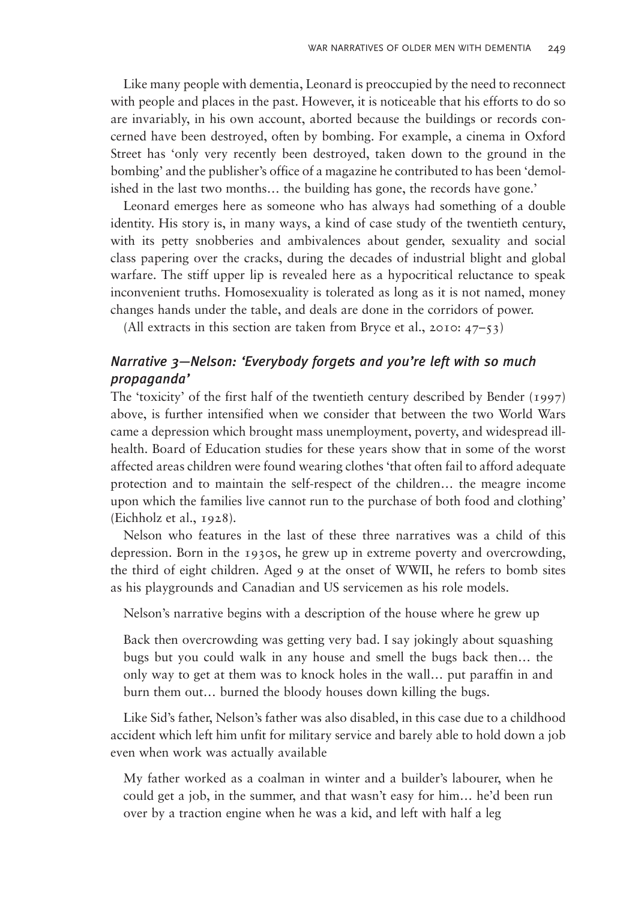Like many people with dementia, Leonard is preoccupied by the need to reconnect with people and places in the past. However, it is noticeable that his efforts to do so are invariably, in his own account, aborted because the buildings or records concerned have been destroyed, often by bombing. For example, a cinema in Oxford Street has 'only very recently been destroyed, taken down to the ground in the bombing' and the publisher's office of a magazine he contributed to has been 'demolished in the last two months… the building has gone, the records have gone.'

Leonard emerges here as someone who has always had something of a double identity. His story is, in many ways, a kind of case study of the twentieth century, with its petty snobberies and ambivalences about gender, sexuality and social class papering over the cracks, during the decades of industrial blight and global warfare. The stiff upper lip is revealed here as a hypocritical reluctance to speak inconvenient truths. Homosexuality is tolerated as long as it is not named, money changes hands under the table, and deals are done in the corridors of power.

(All extracts in this section are taken from Bryce et al., 2010: 47–53)

### *Narrative 3—Nelson: 'Everybody forgets and you're left with so much propaganda'*

The 'toxicity' of the first half of the twentieth century described by Bender (1997) above, is further intensified when we consider that between the two World Wars came a depression which brought mass unemployment, poverty, and widespread ill-health. Board of Education studies for these years show that in some of the worst affected areas children were found wearing clothes 'that often fail to afford adequate protection and to maintain the self-respect of the children… the meagre income upon which the families live cannot run to the purchase of both food and clothing' (Eichholz et al., 1928).

Nelson who features in the last of these three narratives was a child of this depression. Born in the 1930s, he grew up in extreme poverty and overcrowding, the third of eight children. Aged 9 at the onset of WWII, he refers to bomb sites as his playgrounds and Canadian and US servicemen as his role models.

Nelson's narrative begins with a description of the house where he grew up

> Back then overcrowding was getting very bad. I say jokingly about squashing bugs but you could walk in any house and smell the bugs back then… the only way to get at them was to knock holes in the wall… put paraffin in and burn them out… burned the bloody houses down killing the bugs.

Like Sid's father, Nelson's father was also disabled, in this case due to a childhood accident which left him unfit for military service and barely able to hold down a job even when work was actually available

> My father worked as a coalman in winter and a builder's labourer, when he could get a job, in the summer, and that wasn't easy for him… he'd been run over by a traction engine when he was a kid, and left with half a leg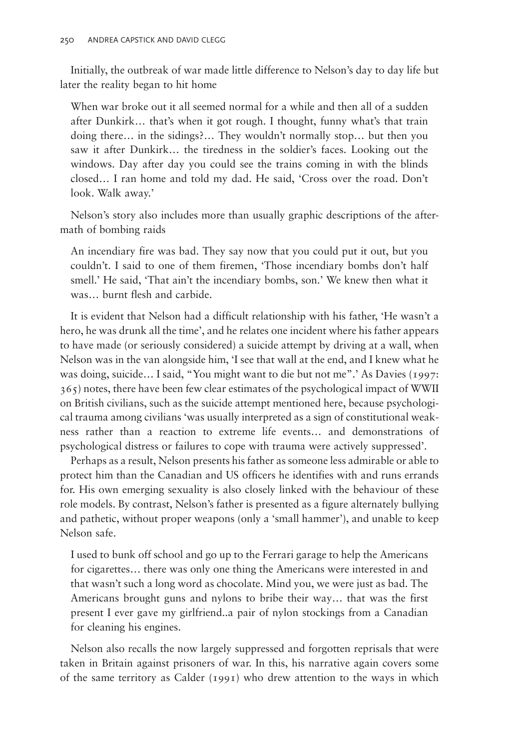Initially, the outbreak of war made little difference to Nelson's day to day life but later the reality began to hit home

> When war broke out it all seemed normal for a while and then all of a sudden after Dunkirk… that's when it got rough. I thought, funny what's that train doing there… in the sidings?… They wouldn't normally stop… but then you saw it after Dunkirk… the tiredness in the soldier's faces. Looking out the windows. Day after day you could see the trains coming in with the blinds closed… I ran home and told my dad. He said, 'Cross over the road. Don't look. Walk away.'

Nelson's story also includes more than usually graphic descriptions of the aftermath of bombing raids

> An incendiary fire was bad. They say now that you could put it out, but you couldn't. I said to one of them firemen, 'Those incendiary bombs don't half smell.' He said, 'That ain't the incendiary bombs, son.' We knew then what it was… burnt flesh and carbide.

It is evident that Nelson had a difficult relationship with his father, 'He wasn't a hero, he was drunk all the time', and he relates one incident where his father appears to have made (or seriously considered) a suicide attempt by driving at a wall, when Nelson was in the van alongside him, 'I see that wall at the end, and I knew what he was doing, suicide… I said, "You might want to die but not me".' As Davies (1997: 365) notes, there have been few clear estimates of the psychological impact of WWII on British civilians, such as the suicide attempt mentioned here, because psychological trauma among civilians 'was usually interpreted as a sign of constitutional weakness rather than a reaction to extreme life events… and demonstrations of psychological distress or failures to cope with trauma were actively suppressed'.

Perhaps as a result, Nelson presents his father as someone less admirable or able to protect him than the Canadian and US officers he identifies with and runs errands for. His own emerging sexuality is also closely linked with the behaviour of these role models. By contrast, Nelson's father is presented as a figure alternately bullying and pathetic, without proper weapons (only a 'small hammer'), and unable to keep Nelson safe.

> I used to bunk off school and go up to the Ferrari garage to help the Americans for cigarettes… there was only one thing the Americans were interested in and that wasn't such a long word as chocolate. Mind you, we were just as bad. The Americans brought guns and nylons to bribe their way… that was the first present I ever gave my girlfriend..a pair of nylon stockings from a Canadian for cleaning his engines.

Nelson also recalls the now largely suppressed and forgotten reprisals that were taken in Britain against prisoners of war. In this, his narrative again covers some of the same territory as Calder (1991) who drew attention to the ways in which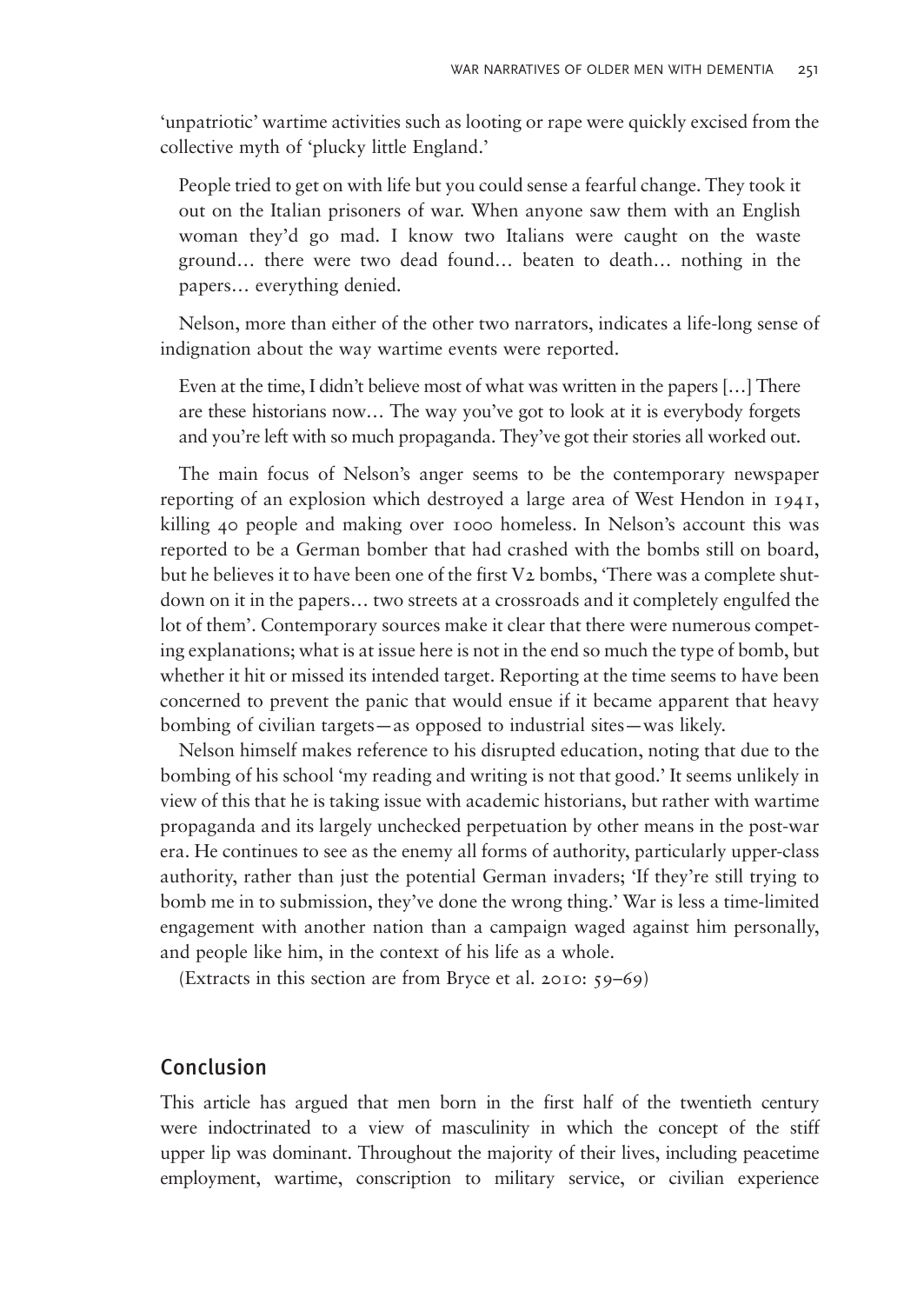'unpatriotic' wartime activities such as looting or rape were quickly excised from the collective myth of 'plucky little England.'

> People tried to get on with life but you could sense a fearful change. They took it out on the Italian prisoners of war. When anyone saw them with an English woman they'd go mad. I know two Italians were caught on the waste ground… there were two dead found… beaten to death… nothing in the papers… everything denied.

Nelson, more than either of the other two narrators, indicates a life-long sense of indignation about the way wartime events were reported.

> Even at the time, I didn't believe most of what was written in the papers […] There are these historians now… The way you've got to look at it is everybody forgets and you're left with so much propaganda. They've got their stories all worked out.

The main focus of Nelson's anger seems to be the contemporary newspaper reporting of an explosion which destroyed a large area of West Hendon in 1941, killing 40 people and making over 1000 homeless. In Nelson's account this was reported to be a German bomber that had crashed with the bombs still on board, but he believes it to have been one of the first V2 bombs, 'There was a complete shutdown on it in the papers… two streets at a crossroads and it completely engulfed the lot of them'. Contemporary sources make it clear that there were numerous competing explanations; what is at issue here is not in the end so much the type of bomb, but whether it hit or missed its intended target. Reporting at the time seems to have been concerned to prevent the panic that would ensue if it became apparent that heavy bombing of civilian targets—as opposed to industrial sites—was likely.

Nelson himself makes reference to his disrupted education, noting that due to the bombing of his school 'my reading and writing is not that good.' It seems unlikely in view of this that he is taking issue with academic historians, but rather with wartime propaganda and its largely unchecked perpetuation by other means in the post-war era. He continues to see as the enemy all forms of authority, particularly upper-class authority, rather than just the potential German invaders; 'If they're still trying to bomb me in to submission, they've done the wrong thing.' War is less a time-limited engagement with another nation than a campaign waged against him personally, and people like him, in the context of his life as a whole.

(Extracts in this section are from Bryce et al. 2010: 59–69)

## Conclusion

This article has argued that men born in the first half of the twentieth century were indoctrinated to a view of masculinity in which the concept of the stiff upper lip was dominant. Throughout the majority of their lives, including peacetime employment, wartime, conscription to military service, or civilian experience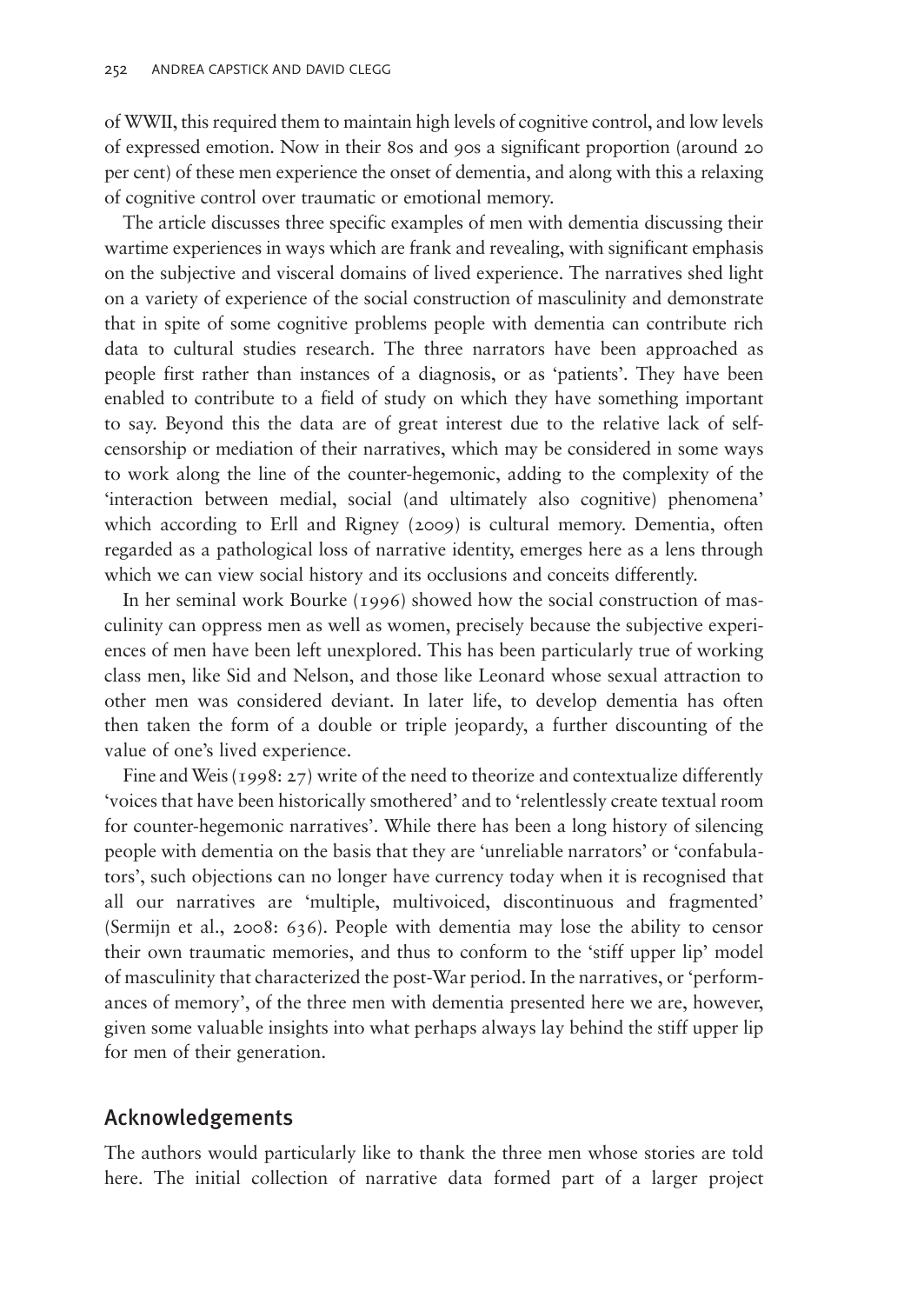of WWII, this required them to maintain high levels of cognitive control, and low levels of expressed emotion. Now in their 80s and 90s a significant proportion (around 20 per cent) of these men experience the onset of dementia, and along with this a relaxing of cognitive control over traumatic or emotional memory.

The article discusses three specific examples of men with dementia discussing their wartime experiences in ways which are frank and revealing, with significant emphasis on the subjective and visceral domains of lived experience. The narratives shed light on a variety of experience of the social construction of masculinity and demonstrate that in spite of some cognitive problems people with dementia can contribute rich data to cultural studies research. The three narrators have been approached as people first rather than instances of a diagnosis, or as 'patients'. They have been enabled to contribute to a field of study on which they have something important to say. Beyond this the data are of great interest due to the relative lack of self-censorship or mediation of their narratives, which may be considered in some ways to work along the line of the counter-hegemonic, adding to the complexity of the 'interaction between medial, social (and ultimately also cognitive) phenomena' which according to Erll and Rigney (2009) is cultural memory. Dementia, often regarded as a pathological loss of narrative identity, emerges here as a lens through which we can view social history and its occlusions and conceits differently.

In her seminal work Bourke (1996) showed how the social construction of masculinity can oppress men as well as women, precisely because the subjective experiences of men have been left unexplored. This has been particularly true of working class men, like Sid and Nelson, and those like Leonard whose sexual attraction to other men was considered deviant. In later life, to develop dementia has often then taken the form of a double or triple jeopardy, a further discounting of the value of one's lived experience.

Fine and Weis (1998: 27) write of the need to theorize and contextualize differently 'voices that have been historically smothered' and to 'relentlessly create textual room for counter-hegemonic narratives'. While there has been a long history of silencing people with dementia on the basis that they are 'unreliable narrators' or 'confabulators', such objections can no longer have currency today when it is recognised that all our narratives are 'multiple, multivoiced, discontinuous and fragmented' (Sermijn et al., 2008: 636). People with dementia may lose the ability to censor their own traumatic memories, and thus to conform to the 'stiff upper lip' model of masculinity that characterized the post-War period. In the narratives, or 'performances of memory', of the three men with dementia presented here we are, however, given some valuable insights into what perhaps always lay behind the stiff upper lip for men of their generation.

## Acknowledgements

The authors would particularly like to thank the three men whose stories are told here. The initial collection of narrative data formed part of a larger project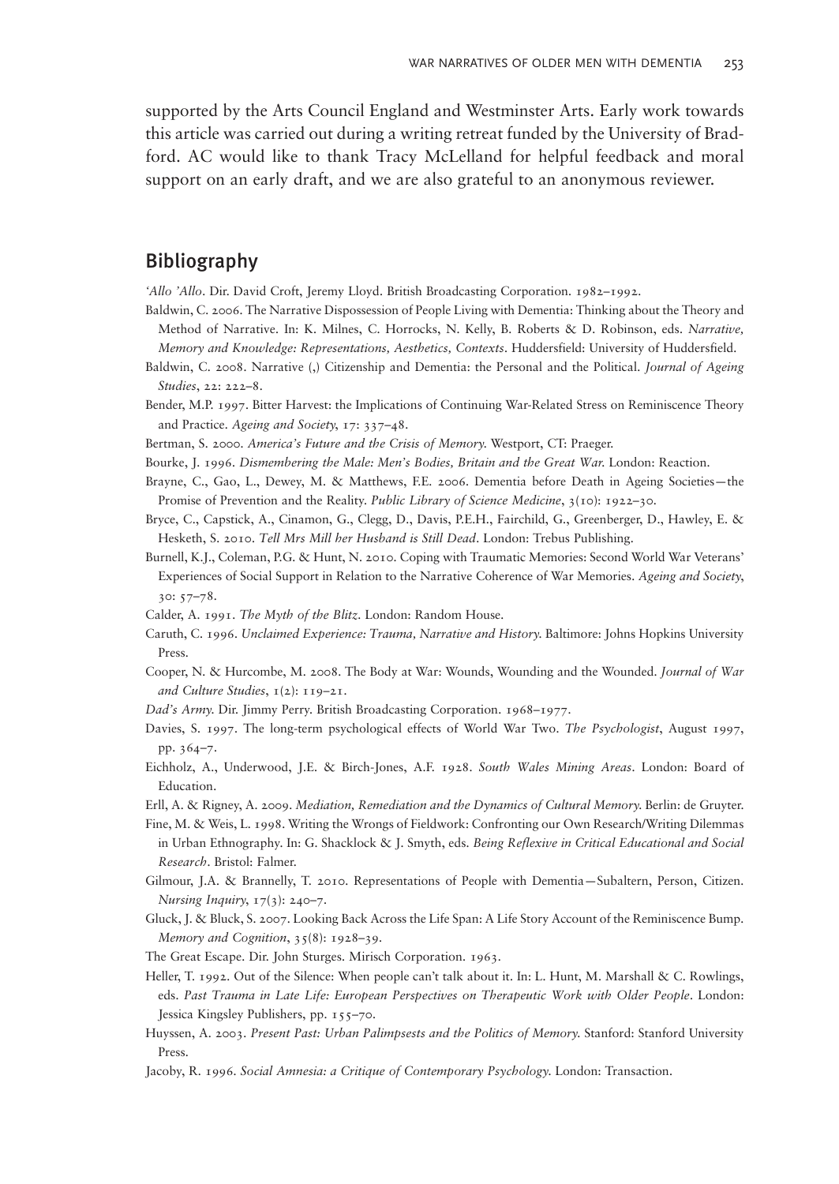supported by the Arts Council England and Westminster Arts. Early work towards this article was carried out during a writing retreat funded by the University of Bradford. AC would like to thank Tracy McLelland for helpful feedback and moral support on an early draft, and we are also grateful to an anonymous reviewer.

## Bibliography

*'Allo 'Allo*. Dir. David Croft, Jeremy Lloyd. British Broadcasting Corporation. 1982–1992.

Baldwin, C. 2006. The Narrative Dispossession of People Living with Dementia: Thinking about the Theory and Method of Narrative. In: K. Milnes, C. Horrocks, N. Kelly, B. Roberts & D. Robinson, eds. *Narrative, Memory and Knowledge: Representations, Aesthetics, Contexts*. Huddersfield: University of Huddersfield.

Baldwin, C. 2008. Narrative (,) Citizenship and Dementia: the Personal and the Political. *Journal of Ageing Studies*, 22: 222–8.

Bender, M.P. 1997. Bitter Harvest: the Implications of Continuing War-Related Stress on Reminiscence Theory and Practice. *Ageing and Society*, 17: 337–48.

Bertman, S. 2000. *America's Future and the Crisis of Memory*. Westport, CT: Praeger.

Bourke, J. 1996. *Dismembering the Male: Men's Bodies, Britain and the Great War*. London: Reaction.

Brayne, C., Gao, L., Dewey, M. & Matthews, F.E. 2006. Dementia before Death in Ageing Societies—the Promise of Prevention and the Reality. *Public Library of Science Medicine*, 3(10): 1922–30.

Bryce, C., Capstick, A., Cinamon, G., Clegg, D., Davis, P.E.H., Fairchild, G., Greenberger, D., Hawley, E. & Hesketh, S. 2010. *Tell Mrs Mill her Husband is Still Dead*. London: Trebus Publishing.

Burnell, K.J., Coleman, P.G. & Hunt, N. 2010. Coping with Traumatic Memories: Second World War Veterans' Experiences of Social Support in Relation to the Narrative Coherence of War Memories. *Ageing and Society*, 30: 57–78.

Calder, A. 1991. *The Myth of the Blitz*. London: Random House.

Caruth, C. 1996. *Unclaimed Experience: Trauma, Narrative and History*. Baltimore: Johns Hopkins University Press.

Cooper, N. & Hurcombe, M. 2008. The Body at War: Wounds, Wounding and the Wounded. *Journal of War and Culture Studies*, 1(2): 119–21.

*Dad's Army*. Dir. Jimmy Perry. British Broadcasting Corporation. 1968–1977.

Davies, S. 1997. The long-term psychological effects of World War Two. *The Psychologist*, August 1997, pp. 364–7.

Eichholz, A., Underwood, J.E. & Birch-Jones, A.F. 1928. *South Wales Mining Areas*. London: Board of Education.

Erll, A. & Rigney, A. 2009. *Mediation, Remediation and the Dynamics of Cultural Memory*. Berlin: de Gruyter.

Fine, M. & Weis, L. 1998. Writing the Wrongs of Fieldwork: Confronting our Own Research/Writing Dilemmas in Urban Ethnography. In: G. Shacklock & J. Smyth, eds. *Being Reflexive in Critical Educational and Social Research*. Bristol: Falmer.

Gilmour, J.A. & Brannelly, T. 2010. Representations of People with Dementia—Subaltern, Person, Citizen. *Nursing Inquiry*, 17(3): 240–7.

Gluck, J. & Bluck, S. 2007. Looking Back Across the Life Span: A Life Story Account of the Reminiscence Bump. *Memory and Cognition*, 35(8): 1928–39.

The Great Escape. Dir. John Sturges. Mirisch Corporation. 1963.

Heller, T. 1992. Out of the Silence: When people can't talk about it. In: L. Hunt, M. Marshall & C. Rowlings, eds. *Past Trauma in Late Life: European Perspectives on Therapeutic Work with Older People*. London: Jessica Kingsley Publishers, pp. 155–70.

Huyssen, A. 2003. *Present Past: Urban Palimpsests and the Politics of Memory*. Stanford: Stanford University Press.

Jacoby, R. 1996. *Social Amnesia: a Critique of Contemporary Psychology*. London: Transaction.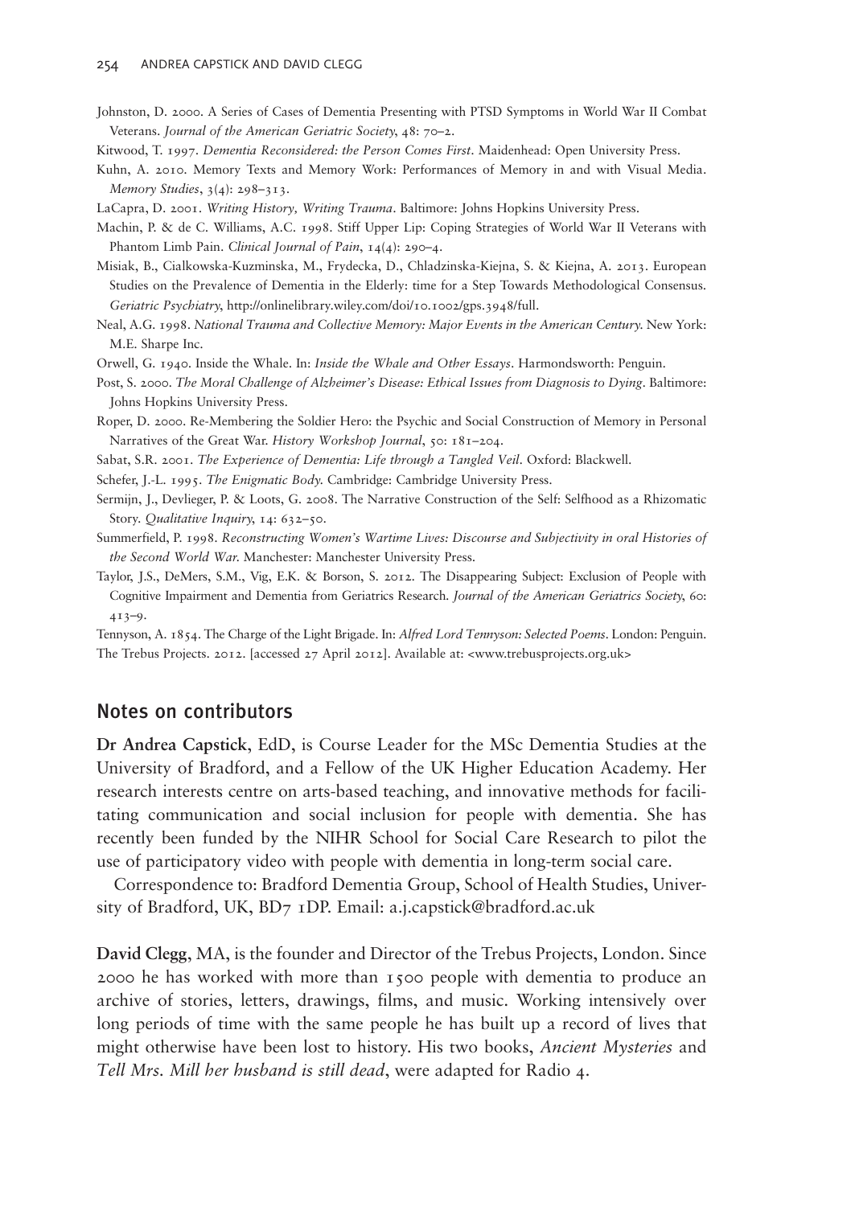Johnston, D. 2000. A Series of Cases of Dementia Presenting with PTSD Symptoms in World War II Combat Veterans. *Journal of the American Geriatric Society*, 48: 70–2.

Kitwood, T. 1997. *Dementia Reconsidered: the Person Comes First*. Maidenhead: Open University Press.

Kuhn, A. 2010. Memory Texts and Memory Work: Performances of Memory in and with Visual Media. *Memory Studies*, 3(4): 298–313.

LaCapra, D. 2001. *Writing History, Writing Trauma*. Baltimore: Johns Hopkins University Press.

Machin, P. & de C. Williams, A.C. 1998. Stiff Upper Lip: Coping Strategies of World War II Veterans with Phantom Limb Pain. *Clinical Journal of Pain*, 14(4): 290–4.

Misiak, B., Cialkowska-Kuzminska, M., Frydecka, D., Chladzinska-Kiejna, S. & Kiejna, A. 2013. European Studies on the Prevalence of Dementia in the Elderly: time for a Step Towards Methodological Consensus. *Geriatric Psychiatry*, http://onlinelibrary.wiley.com/doi/10.1002/gps.3948/full.

Neal, A.G. 1998. *National Trauma and Collective Memory: Major Events in the American Century*. New York: M.E. Sharpe Inc.

Orwell, G. 1940. Inside the Whale. In: *Inside the Whale and Other Essays*. Harmondsworth: Penguin.

Post, S. 2000. *The Moral Challenge of Alzheimer's Disease: Ethical Issues from Diagnosis to Dying*. Baltimore: Johns Hopkins University Press.

Roper, D. 2000. Re-Membering the Soldier Hero: the Psychic and Social Construction of Memory in Personal Narratives of the Great War. *History Workshop Journal*, 50: 181–204.

Sabat, S.R. 2001. *The Experience of Dementia: Life through a Tangled Veil*. Oxford: Blackwell.

Schefer, J.-L. 1995. *The Enigmatic Body*. Cambridge: Cambridge University Press.

Sermijn, J., Devlieger, P. & Loots, G. 2008. The Narrative Construction of the Self: Selfhood as a Rhizomatic Story. *Qualitative Inquiry*, 14: 632–50.

Summerfield, P. 1998. *Reconstructing Women's Wartime Lives: Discourse and Subjectivity in oral Histories of the Second World War*. Manchester: Manchester University Press.

Taylor, J.S., DeMers, S.M., Vig, E.K. & Borson, S. 2012. The Disappearing Subject: Exclusion of People with Cognitive Impairment and Dementia from Geriatrics Research. *Journal of the American Geriatrics Society*, 60: 413–9.

Tennyson, A. 1854. The Charge of the Light Brigade. In: *Alfred Lord Tennyson: Selected Poems*. London: Penguin.

The Trebus Projects. 2012. [accessed 27 April 2012]. Available at: <www.trebusprojects.org.uk>

## Notes on contributors

**Dr Andrea Capstick**, EdD, is Course Leader for the MSc Dementia Studies at the University of Bradford, and a Fellow of the UK Higher Education Academy. Her research interests centre on arts-based teaching, and innovative methods for facilitating communication and social inclusion for people with dementia. She has recently been funded by the NIHR School for Social Care Research to pilot the use of participatory video with people with dementia in long-term social care.

Correspondence to: Bradford Dementia Group, School of Health Studies, University of Bradford, UK, BD7 1DP. Email: a.j.capstick@bradford.ac.uk

**David Clegg**, MA, is the founder and Director of the Trebus Projects, London. Since 2000 he has worked with more than 1500 people with dementia to produce an archive of stories, letters, drawings, films, and music. Working intensively over long periods of time with the same people he has built up a record of lives that might otherwise have been lost to history. His two books, *Ancient Mysteries* and *Tell Mrs. Mill her husband is still dead*, were adapted for Radio 4.